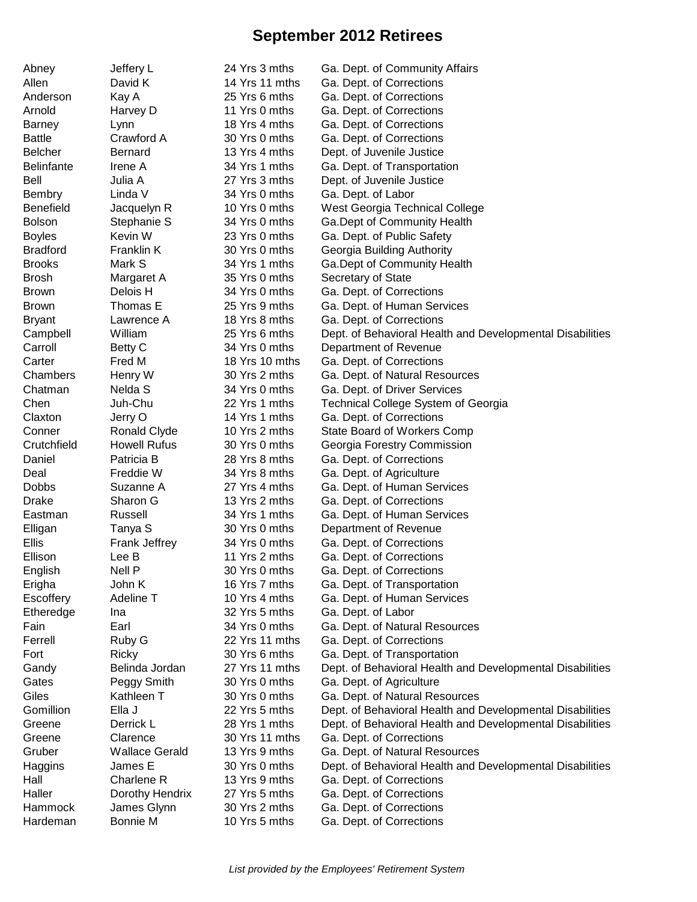# September 2012 Retirees

| | | | |
|---|---|---|---|
| Abney | Jeffery L | 24 Yrs 3 mths | Ga. Dept. of Community Affairs |
| Allen | David K | 14 Yrs 11 mths | Ga. Dept. of Corrections |
| Anderson | Kay A | 25 Yrs 6 mths | Ga. Dept. of Corrections |
| Arnold | Harvey D | 11 Yrs 0 mths | Ga. Dept. of Corrections |
| Barney | Lynn | 18 Yrs 4 mths | Ga. Dept. of Corrections |
| Battle | Crawford A | 30 Yrs 0 mths | Ga. Dept. of Corrections |
| Belcher | Bernard | 13 Yrs 4 mths | Dept. of Juvenile Justice |
| Belinfante | Irene A | 34 Yrs 1 mths | Ga. Dept. of Transportation |
| Bell | Julia A | 27 Yrs 3 mths | Dept. of Juvenile Justice |
| Bembry | Linda V | 34 Yrs 0 mths | Ga. Dept. of Labor |
| Benefield | Jacquelyn R | 10 Yrs 0 mths | West Georgia Technical College |
| Bolson | Stephanie S | 34 Yrs 0 mths | Ga.Dept of Community Health |
| Boyles | Kevin W | 23 Yrs 0 mths | Ga. Dept. of Public Safety |
| Bradford | Franklin K | 30 Yrs 0 mths | Georgia Building Authority |
| Brooks | Mark S | 34 Yrs 1 mths | Ga.Dept of Community Health |
| Brosh | Margaret A | 35 Yrs 0 mths | Secretary of State |
| Brown | Delois H | 34 Yrs 0 mths | Ga. Dept. of Corrections |
| Brown | Thomas E | 25 Yrs 9 mths | Ga. Dept. of Human Services |
| Bryant | Lawrence A | 18 Yrs 8 mths | Ga. Dept. of Corrections |
| Campbell | William | 25 Yrs 6 mths | Dept. of Behavioral Health and Developmental Disabilities |
| Carroll | Betty C | 34 Yrs 0 mths | Department of Revenue |
| Carter | Fred M | 18 Yrs 10 mths | Ga. Dept. of Corrections |
| Chambers | Henry W | 30 Yrs 2 mths | Ga. Dept. of Natural Resources |
| Chatman | Nelda S | 34 Yrs 0 mths | Ga. Dept. of Driver Services |
| Chen | Juh-Chu | 22 Yrs 1 mths | Technical College System of Georgia |
| Claxton | Jerry O | 14 Yrs 1 mths | Ga. Dept. of Corrections |
| Conner | Ronald Clyde | 10 Yrs 2 mths | State Board of Workers Comp |
| Crutchfield | Howell Rufus | 30 Yrs 0 mths | Georgia Forestry Commission |
| Daniel | Patricia B | 28 Yrs 8 mths | Ga. Dept. of Corrections |
| Deal | Freddie W | 34 Yrs 8 mths | Ga. Dept. of Agriculture |
| Dobbs | Suzanne A | 27 Yrs 4 mths | Ga. Dept. of Human Services |
| Drake | Sharon G | 13 Yrs 2 mths | Ga. Dept. of Corrections |
| Eastman | Russell | 34 Yrs 1 mths | Ga. Dept. of Human Services |
| Elligan | Tanya S | 30 Yrs 0 mths | Department of Revenue |
| Ellis | Frank Jeffrey | 34 Yrs 0 mths | Ga. Dept. of Corrections |
| Ellison | Lee B | 11 Yrs 2 mths | Ga. Dept. of Corrections |
| English | Nell P | 30 Yrs 0 mths | Ga. Dept. of Corrections |
| Erigha | John K | 16 Yrs 7 mths | Ga. Dept. of Transportation |
| Escoffery | Adeline T | 10 Yrs 4 mths | Ga. Dept. of Human Services |
| Etheredge | Ina | 32 Yrs 5 mths | Ga. Dept. of Labor |
| Fain | Earl | 34 Yrs 0 mths | Ga. Dept. of Natural Resources |
| Ferrell | Ruby G | 22 Yrs 11 mths | Ga. Dept. of Corrections |
| Fort | Ricky | 30 Yrs 6 mths | Ga. Dept. of Transportation |
| Gandy | Belinda Jordan | 27 Yrs 11 mths | Dept. of Behavioral Health and Developmental Disabilities |
| Gates | Peggy Smith | 30 Yrs 0 mths | Ga. Dept. of Agriculture |
| Giles | Kathleen T | 30 Yrs 0 mths | Ga. Dept. of Natural Resources |
| Gomillion | Ella J | 22 Yrs 5 mths | Dept. of Behavioral Health and Developmental Disabilities |
| Greene | Derrick L | 28 Yrs 1 mths | Dept. of Behavioral Health and Developmental Disabilities |
| Greene | Clarence | 30 Yrs 11 mths | Ga. Dept. of Corrections |
| Gruber | Wallace Gerald | 13 Yrs 9 mths | Ga. Dept. of Natural Resources |
| Haggins | James E | 30 Yrs 0 mths | Dept. of Behavioral Health and Developmental Disabilities |
| Hall | Charlene R | 13 Yrs 9 mths | Ga. Dept. of Corrections |
| Haller | Dorothy Hendrix | 27 Yrs 5 mths | Ga. Dept. of Corrections |
| Hammock | James Glynn | 30 Yrs 2 mths | Ga. Dept. of Corrections |
| Hardeman | Bonnie M | 10 Yrs 5 mths | Ga. Dept. of Corrections |

*List provided by the Employees' Retirement System*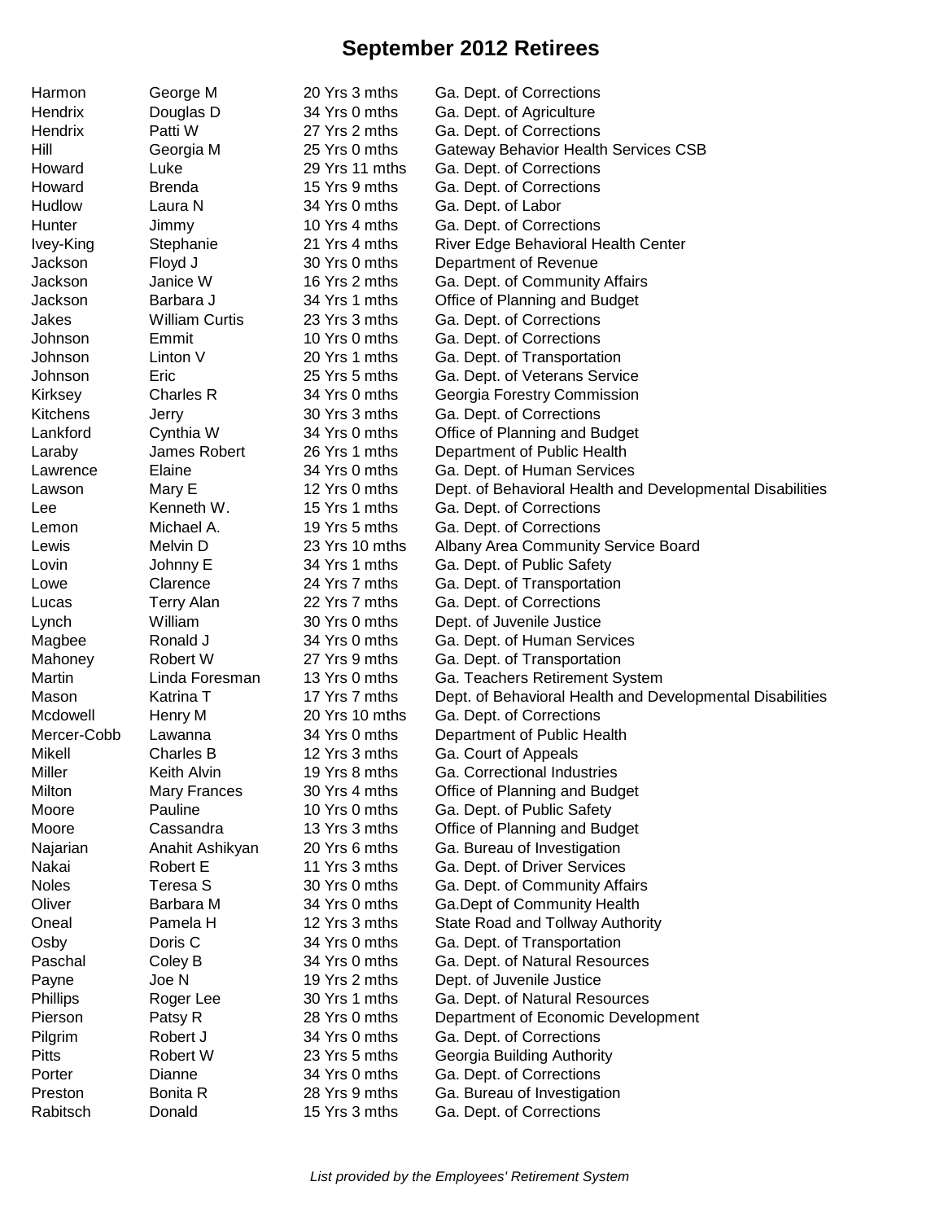# September 2012 Retirees

| | | | |
|---|---|---|---|
| Harmon | George M | 20 Yrs 3 mths | Ga. Dept. of Corrections |
| Hendrix | Douglas D | 34 Yrs 0 mths | Ga. Dept. of Agriculture |
| Hendrix | Patti W | 27 Yrs 2 mths | Ga. Dept. of Corrections |
| Hill | Georgia M | 25 Yrs 0 mths | Gateway Behavior Health Services CSB |
| Howard | Luke | 29 Yrs 11 mths | Ga. Dept. of Corrections |
| Howard | Brenda | 15 Yrs 9 mths | Ga. Dept. of Corrections |
| Hudlow | Laura N | 34 Yrs 0 mths | Ga. Dept. of Labor |
| Hunter | Jimmy | 10 Yrs 4 mths | Ga. Dept. of Corrections |
| Ivey-King | Stephanie | 21 Yrs 4 mths | River Edge Behavioral Health Center |
| Jackson | Floyd J | 30 Yrs 0 mths | Department of Revenue |
| Jackson | Janice W | 16 Yrs 2 mths | Ga. Dept. of Community Affairs |
| Jackson | Barbara J | 34 Yrs 1 mths | Office of Planning and Budget |
| Jakes | William Curtis | 23 Yrs 3 mths | Ga. Dept. of Corrections |
| Johnson | Emmit | 10 Yrs 0 mths | Ga. Dept. of Corrections |
| Johnson | Linton V | 20 Yrs 1 mths | Ga. Dept. of Transportation |
| Johnson | Eric | 25 Yrs 5 mths | Ga. Dept. of Veterans Service |
| Kirksey | Charles R | 34 Yrs 0 mths | Georgia Forestry Commission |
| Kitchens | Jerry | 30 Yrs 3 mths | Ga. Dept. of Corrections |
| Lankford | Cynthia W | 34 Yrs 0 mths | Office of Planning and Budget |
| Laraby | James Robert | 26 Yrs 1 mths | Department of Public Health |
| Lawrence | Elaine | 34 Yrs 0 mths | Ga. Dept. of Human Services |
| Lawson | Mary E | 12 Yrs 0 mths | Dept. of Behavioral Health and Developmental Disabilities |
| Lee | Kenneth W. | 15 Yrs 1 mths | Ga. Dept. of Corrections |
| Lemon | Michael A. | 19 Yrs 5 mths | Ga. Dept. of Corrections |
| Lewis | Melvin D | 23 Yrs 10 mths | Albany Area Community Service Board |
| Lovin | Johnny E | 34 Yrs 1 mths | Ga. Dept. of Public Safety |
| Lowe | Clarence | 24 Yrs 7 mths | Ga. Dept. of Transportation |
| Lucas | Terry Alan | 22 Yrs 7 mths | Ga. Dept. of Corrections |
| Lynch | William | 30 Yrs 0 mths | Dept. of Juvenile Justice |
| Magbee | Ronald J | 34 Yrs 0 mths | Ga. Dept. of Human Services |
| Mahoney | Robert W | 27 Yrs 9 mths | Ga. Dept. of Transportation |
| Martin | Linda Foresman | 13 Yrs 0 mths | Ga. Teachers Retirement System |
| Mason | Katrina T | 17 Yrs 7 mths | Dept. of Behavioral Health and Developmental Disabilities |
| Mcdowell | Henry M | 20 Yrs 10 mths | Ga. Dept. of Corrections |
| Mercer-Cobb | Lawanna | 34 Yrs 0 mths | Department of Public Health |
| Mikell | Charles B | 12 Yrs 3 mths | Ga. Court of Appeals |
| Miller | Keith Alvin | 19 Yrs 8 mths | Ga. Correctional Industries |
| Milton | Mary Frances | 30 Yrs 4 mths | Office of Planning and Budget |
| Moore | Pauline | 10 Yrs 0 mths | Ga. Dept. of Public Safety |
| Moore | Cassandra | 13 Yrs 3 mths | Office of Planning and Budget |
| Najarian | Anahit Ashikyan | 20 Yrs 6 mths | Ga. Bureau of Investigation |
| Nakai | Robert E | 11 Yrs 3 mths | Ga. Dept. of Driver Services |
| Noles | Teresa S | 30 Yrs 0 mths | Ga. Dept. of Community Affairs |
| Oliver | Barbara M | 34 Yrs 0 mths | Ga.Dept of Community Health |
| Oneal | Pamela H | 12 Yrs 3 mths | State Road and Tollway Authority |
| Osby | Doris C | 34 Yrs 0 mths | Ga. Dept. of Transportation |
| Paschal | Coley B | 34 Yrs 0 mths | Ga. Dept. of Natural Resources |
| Payne | Joe N | 19 Yrs 2 mths | Dept. of Juvenile Justice |
| Phillips | Roger Lee | 30 Yrs 1 mths | Ga. Dept. of Natural Resources |
| Pierson | Patsy R | 28 Yrs 0 mths | Department of Economic Development |
| Pilgrim | Robert J | 34 Yrs 0 mths | Ga. Dept. of Corrections |
| Pitts | Robert W | 23 Yrs 5 mths | Georgia Building Authority |
| Porter | Dianne | 34 Yrs 0 mths | Ga. Dept. of Corrections |
| Preston | Bonita R | 28 Yrs 9 mths | Ga. Bureau of Investigation |
| Rabitsch | Donald | 15 Yrs 3 mths | Ga. Dept. of Corrections |

*List provided by the Employees' Retirement System*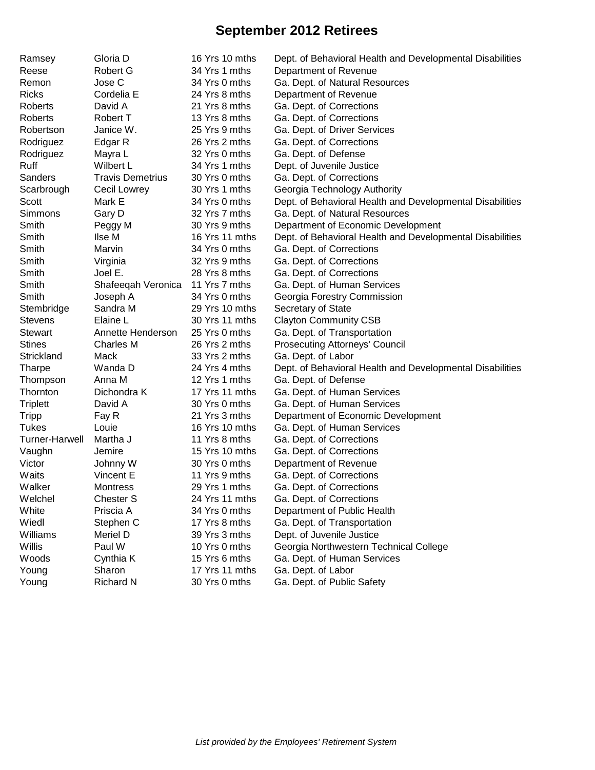# September 2012 Retirees

| | | | |
|---|---|---|---|
| Ramsey | Gloria D | 16 Yrs 10 mths | Dept. of Behavioral Health and Developmental Disabilities |
| Reese | Robert G | 34 Yrs 1 mths | Department of Revenue |
| Remon | Jose C | 34 Yrs 0 mths | Ga. Dept. of Natural Resources |
| Ricks | Cordelia E | 24 Yrs 8 mths | Department of Revenue |
| Roberts | David A | 21 Yrs 8 mths | Ga. Dept. of Corrections |
| Roberts | Robert T | 13 Yrs 8 mths | Ga. Dept. of Corrections |
| Robertson | Janice W. | 25 Yrs 9 mths | Ga. Dept. of Driver Services |
| Rodriguez | Edgar R | 26 Yrs 2 mths | Ga. Dept. of Corrections |
| Rodriguez | Mayra L | 32 Yrs 0 mths | Ga. Dept. of Defense |
| Ruff | Wilbert L | 34 Yrs 1 mths | Dept. of Juvenile Justice |
| Sanders | Travis Demetrius | 30 Yrs 0 mths | Ga. Dept. of Corrections |
| Scarbrough | Cecil Lowrey | 30 Yrs 1 mths | Georgia Technology Authority |
| Scott | Mark E | 34 Yrs 0 mths | Dept. of Behavioral Health and Developmental Disabilities |
| Simmons | Gary D | 32 Yrs 7 mths | Ga. Dept. of Natural Resources |
| Smith | Peggy M | 30 Yrs 9 mths | Department of Economic Development |
| Smith | Ilse M | 16 Yrs 11 mths | Dept. of Behavioral Health and Developmental Disabilities |
| Smith | Marvin | 34 Yrs 0 mths | Ga. Dept. of Corrections |
| Smith | Virginia | 32 Yrs 9 mths | Ga. Dept. of Corrections |
| Smith | Joel E. | 28 Yrs 8 mths | Ga. Dept. of Corrections |
| Smith | Shafeeqah Veronica | 11 Yrs 7 mths | Ga. Dept. of Human Services |
| Smith | Joseph A | 34 Yrs 0 mths | Georgia Forestry Commission |
| Stembridge | Sandra M | 29 Yrs 10 mths | Secretary of State |
| Stevens | Elaine L | 30 Yrs 11 mths | Clayton Community CSB |
| Stewart | Annette Henderson | 25 Yrs 0 mths | Ga. Dept. of Transportation |
| Stines | Charles M | 26 Yrs 2 mths | Prosecuting Attorneys' Council |
| Strickland | Mack | 33 Yrs 2 mths | Ga. Dept. of Labor |
| Tharpe | Wanda D | 24 Yrs 4 mths | Dept. of Behavioral Health and Developmental Disabilities |
| Thompson | Anna M | 12 Yrs 1 mths | Ga. Dept. of Defense |
| Thornton | Dichondra K | 17 Yrs 11 mths | Ga. Dept. of Human Services |
| Triplett | David A | 30 Yrs 0 mths | Ga. Dept. of Human Services |
| Tripp | Fay R | 21 Yrs 3 mths | Department of Economic Development |
| Tukes | Louie | 16 Yrs 10 mths | Ga. Dept. of Human Services |
| Turner-Harwell | Martha J | 11 Yrs 8 mths | Ga. Dept. of Corrections |
| Vaughn | Jemire | 15 Yrs 10 mths | Ga. Dept. of Corrections |
| Victor | Johnny W | 30 Yrs 0 mths | Department of Revenue |
| Waits | Vincent E | 11 Yrs 9 mths | Ga. Dept. of Corrections |
| Walker | Montress | 29 Yrs 1 mths | Ga. Dept. of Corrections |
| Welchel | Chester S | 24 Yrs 11 mths | Ga. Dept. of Corrections |
| White | Priscia A | 34 Yrs 0 mths | Department of Public Health |
| Wiedl | Stephen C | 17 Yrs 8 mths | Ga. Dept. of Transportation |
| Williams | Meriel D | 39 Yrs 3 mths | Dept. of Juvenile Justice |
| Willis | Paul W | 10 Yrs 0 mths | Georgia Northwestern Technical College |
| Woods | Cynthia K | 15 Yrs 6 mths | Ga. Dept. of Human Services |
| Young | Sharon | 17 Yrs 11 mths | Ga. Dept. of Labor |
| Young | Richard N | 30 Yrs 0 mths | Ga. Dept. of Public Safety |

*List provided by the Employees' Retirement System*